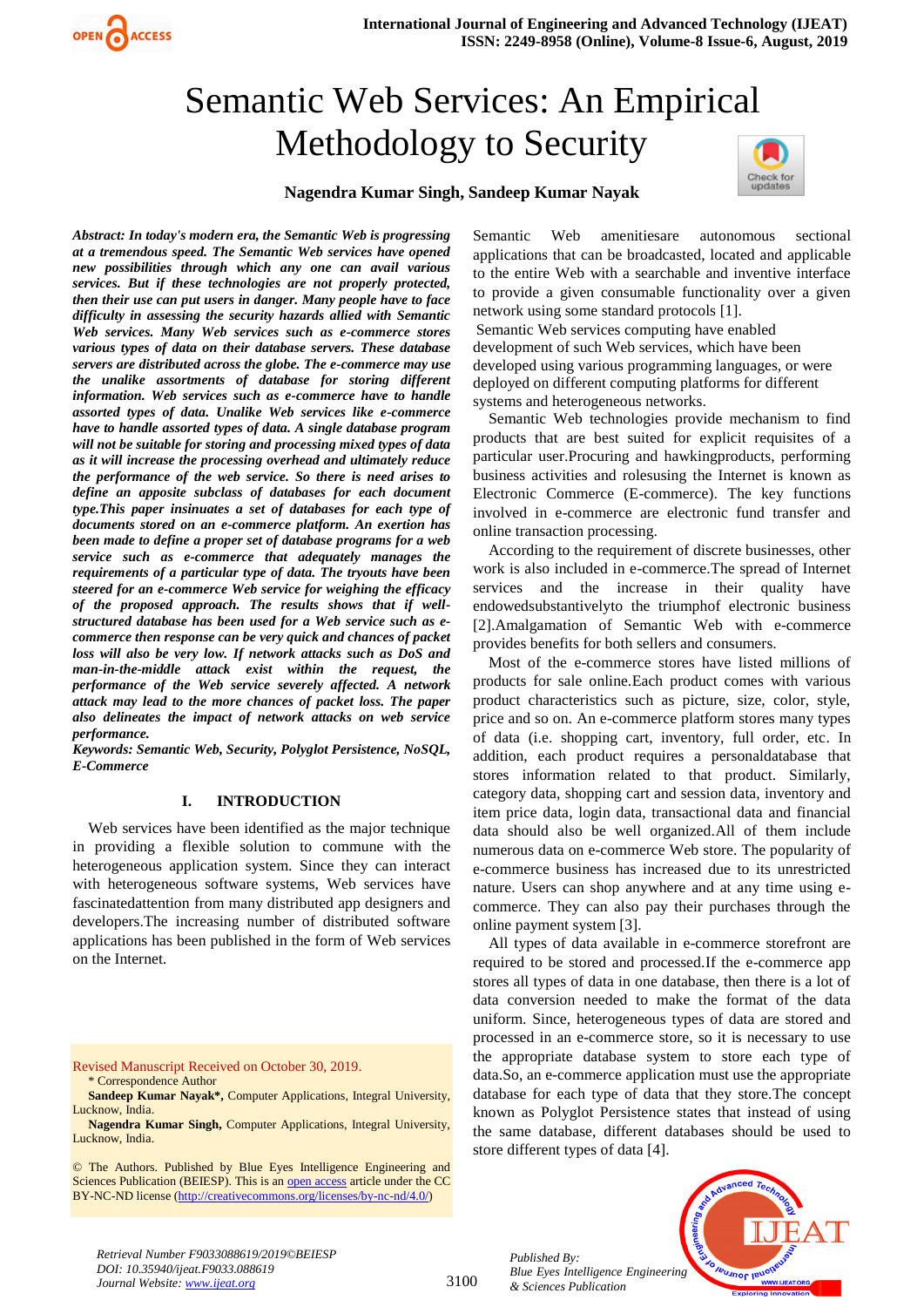# Semantic Web Services: An Empirical Methodology to Security

**Nagendra Kumar Singh, Sandeep Kumar Nayak**

***Abstract:** In today's modern era, the Semantic Web is progressing at a tremendous speed. The Semantic Web services have opened new possibilities through which any one can avail various services. But if these technologies are not properly protected, then their use can put users in danger. Many people have to face difficulty in assessing the security hazards allied with Semantic Web services. Many Web services such as e-commerce stores various types of data on their database servers. These database servers are distributed across the globe. The e-commerce may use the unalike assortments of database for storing different information. Web services such as e-commerce have to handle assorted types of data. Unalike Web services like e-commerce have to handle assorted types of data. A single database program will not be suitable for storing and processing mixed types of data as it will increase the processing overhead and ultimately reduce the performance of the web service. So there is need arises to define an apposite subclass of databases for each document type.This paper insinuates a set of databases for each type of documents stored on an e-commerce platform. An exertion has been made to define a proper set of database programs for a web service such as e-commerce that adequately manages the requirements of a particular type of data. The tryouts have been steered for an e-commerce Web service for weighing the efficacy of the proposed approach. The results shows that if well-structured database has been used for a Web service such as e-commerce then response can be very quick and chances of packet loss will also be very low. If network attacks such as DoS and man-in-the-middle attack exist within the request, the performance of the Web service severely affected. A network attack may lead to the more chances of packet loss. The paper also delineates the impact of network attacks on web service performance.*

***Keywords:** Semantic Web, Security, Polyglot Persistence, NoSQL, E-Commerce*

## I. INTRODUCTION

Web services have been identified as the major technique in providing a flexible solution to commune with the heterogeneous application system. Since they can interact with heterogeneous software systems, Web services have fascinatedattention from many distributed app designers and developers.The increasing number of distributed software applications has been published in the form of Web services on the Internet.

Revised Manuscript Received on October 30, 2019.

\* Correspondence Author

**Sandeep Kumar Nayak\***, Computer Applications, Integral University, Lucknow, India.

**Nagendra Kumar Singh,** Computer Applications, Integral University, Lucknow, India.

© The Authors. Published by Blue Eyes Intelligence Engineering and Sciences Publication (BEIESP). This is an open access article under the CC BY-NC-ND license (http://creativecommons.org/licenses/by-nc-nd/4.0/)

Semantic Web amenitiesare autonomous sectional applications that can be broadcasted, located and applicable to the entire Web with a searchable and inventive interface to provide a given consumable functionality over a given network using some standard protocols [1].

Semantic Web services computing have enabled development of such Web services, which have been developed using various programming languages, or were deployed on different computing platforms for different systems and heterogeneous networks.

Semantic Web technologies provide mechanism to find products that are best suited for explicit requisites of a particular user.Procuring and hawkingproducts, performing business activities and rolesusing the Internet is known as Electronic Commerce (E-commerce). The key functions involved in e-commerce are electronic fund transfer and online transaction processing.

According to the requirement of discrete businesses, other work is also included in e-commerce.The spread of Internet services and the increase in their quality have endowedsubstantivelyto the triumphof electronic business [2].Amalgamation of Semantic Web with e-commerce provides benefits for both sellers and consumers.

Most of the e-commerce stores have listed millions of products for sale online.Each product comes with various product characteristics such as picture, size, color, style, price and so on. An e-commerce platform stores many types of data (i.e. shopping cart, inventory, full order, etc. In addition, each product requires a personaldatabase that stores information related to that product. Similarly, category data, shopping cart and session data, inventory and item price data, login data, transactional data and financial data should also be well organized.All of them include numerous data on e-commerce Web store. The popularity of e-commerce business has increased due to its unrestricted nature. Users can shop anywhere and at any time using e-commerce. They can also pay their purchases through the online payment system [3].

All types of data available in e-commerce storefront are required to be stored and processed.If the e-commerce app stores all types of data in one database, then there is a lot of data conversion needed to make the format of the data uniform. Since, heterogeneous types of data are stored and processed in an e-commerce store, so it is necessary to use the appropriate database system to store each type of data.So, an e-commerce application must use the appropriate database for each type of data that they store.The concept known as Polyglot Persistence states that instead of using the same database, different databases should be used to store different types of data [4].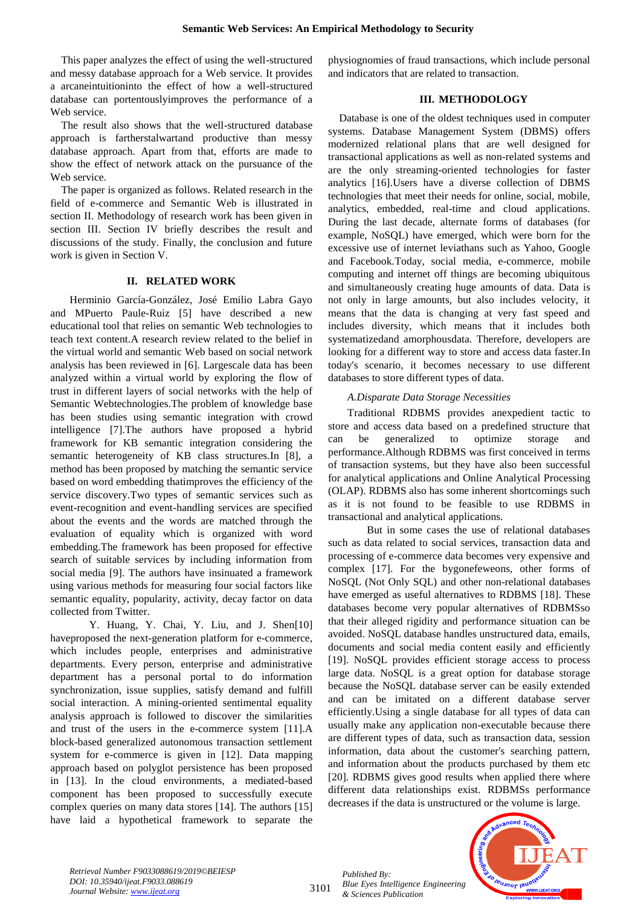This paper analyzes the effect of using the well-structured and messy database approach for a Web service. It provides a arcaneintuitioninto the effect of how a well-structured database can portentouslyimproves the performance of a Web service.

The result also shows that the well-structured database approach is fartherstalwartand productive than messy database approach. Apart from that, efforts are made to show the effect of network attack on the pursuance of the Web service.

The paper is organized as follows. Related research in the field of e-commerce and Semantic Web is illustrated in section II. Methodology of research work has been given in section III. Section IV briefly describes the result and discussions of the study. Finally, the conclusion and future work is given in Section V.

## II. RELATED WORK

Herminio García-González, José Emilio Labra Gayo and MPuerto Paule-Ruiz [5] have described a new educational tool that relies on semantic Web technologies to teach text content.A research review related to the belief in the virtual world and semantic Web based on social network analysis has been reviewed in [6]. Largescale data has been analyzed within a virtual world by exploring the flow of trust in different layers of social networks with the help of Semantic Webtechnologies.The problem of knowledge base has been studies using semantic integration with crowd intelligence [7].The authors have proposed a hybrid framework for KB semantic integration considering the semantic heterogeneity of KB class structures.In [8], a method has been proposed by matching the semantic service based on word embedding thatimproves the efficiency of the service discovery.Two types of semantic services such as event-recognition and event-handling services are specified about the events and the words are matched through the evaluation of equality which is organized with word embedding.The framework has been proposed for effective search of suitable services by including information from social media [9]. The authors have insinuated a framework using various methods for measuring four social factors like semantic equality, popularity, activity, decay factor on data collected from Twitter.

Y. Huang, Y. Chai, Y. Liu, and J. Shen[10] haveproposed the next-generation platform for e-commerce, which includes people, enterprises and administrative departments. Every person, enterprise and administrative department has a personal portal to do information synchronization, issue supplies, satisfy demand and fulfill social interaction. A mining-oriented sentimental equality analysis approach is followed to discover the similarities and trust of the users in the e-commerce system [11].A block-based generalized autonomous transaction settlement system for e-commerce is given in [12]. Data mapping approach based on polyglot persistence has been proposed in [13]. In the cloud environments, a mediated-based component has been proposed to successfully execute complex queries on many data stores [14]. The authors [15] have laid a hypothetical framework to separate the physiognomies of fraud transactions, which include personal and indicators that are related to transaction.

## III. METHODOLOGY

Database is one of the oldest techniques used in computer systems. Database Management System (DBMS) offers modernized relational plans that are well designed for transactional applications as well as non-related systems and are the only streaming-oriented technologies for faster analytics [16].Users have a diverse collection of DBMS technologies that meet their needs for online, social, mobile, analytics, embedded, real-time and cloud applications. During the last decade, alternate forms of databases (for example, NoSQL) have emerged, which were born for the excessive use of internet leviathans such as Yahoo, Google and Facebook.Today, social media, e-commerce, mobile computing and internet off things are becoming ubiquitous and simultaneously creating huge amounts of data. Data is not only in large amounts, but also includes velocity, it means that the data is changing at very fast speed and includes diversity, which means that it includes both systematizedand amorphousdata. Therefore, developers are looking for a different way to store and access data faster.In today's scenario, it becomes necessary to use different databases to store different types of data.

### *A.Disparate Data Storage Necessities*

Traditional RDBMS provides anexpedient tactic to store and access data based on a predefined structure that can be generalized to optimize storage and performance.Although RDBMS was first conceived in terms of transaction systems, but they have also been successful for analytical applications and Online Analytical Processing (OLAP). RDBMS also has some inherent shortcomings such as it is not found to be feasible to use RDBMS in transactional and analytical applications.

But in some cases the use of relational databases such as data related to social services, transaction data and processing of e-commerce data becomes very expensive and complex [17]. For the bygonefeweons, other forms of NoSQL (Not Only SQL) and other non-relational databases have emerged as useful alternatives to RDBMS [18]. These databases become very popular alternatives of RDBMSso that their alleged rigidity and performance situation can be avoided. NoSQL database handles unstructured data, emails, documents and social media content easily and efficiently [19]. NoSQL provides efficient storage access to process large data. NoSQL is a great option for database storage because the NoSQL database server can be easily extended and can be imitated on a different database server efficiently.Using a single database for all types of data can usually make any application non-executable because there are different types of data, such as transaction data, session information, data about the customer's searching pattern, and information about the products purchased by them etc [20]. RDBMS gives good results when applied there where different data relationships exist. RDBMSs performance decreases if the data is unstructured or the volume is large.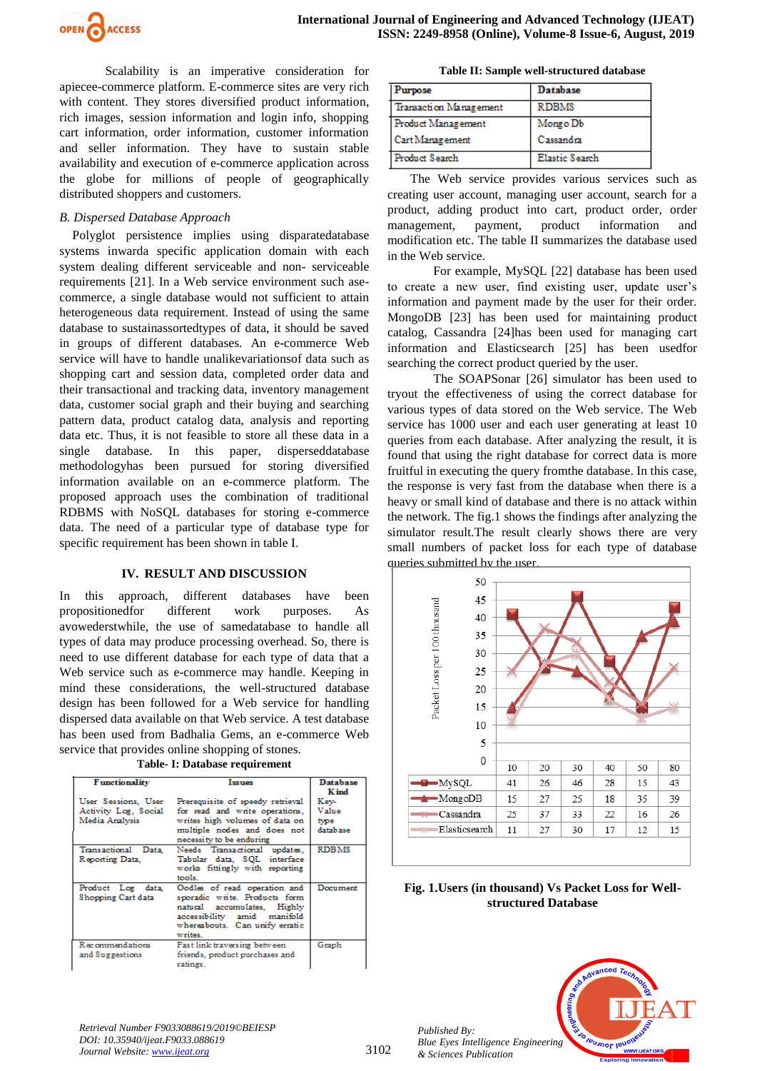Scalability is an imperative consideration for apiecee-commerce platform. E-commerce sites are very rich with content. They stores diversified product information, rich images, session information and login info, shopping cart information, order information, customer information and seller information. They have to sustain stable availability and execution of e-commerce application across the globe for millions of people of geographically distributed shoppers and customers.

*B. Dispersed Database Approach*

Polyglot persistence implies using disparatedatabase systems inwarda specific application domain with each system dealing different serviceable and non- serviceable requirements [21]. In a Web service environment such ase-commerce, a single database would not sufficient to attain heterogeneous data requirement. Instead of using the same database to sustainassortedtypes of data, it should be saved in groups of different databases. An e-commerce Web service will have to handle unalikevariationsof data such as shopping cart and session data, completed order data and their transactional and tracking data, inventory management data, customer social graph and their buying and searching pattern data, product catalog data, analysis and reporting data etc. Thus, it is not feasible to store all these data in a single database. In this paper, disperseddatabase methodologyhas been pursued for storing diversified information available on an e-commerce platform. The proposed approach uses the combination of traditional RDBMS with NoSQL databases for storing e-commerce data. The need of a particular type of database type for specific requirement has been shown in table I.

## IV. RESULT AND DISCUSSION

In this approach, different databases have been propositionedfor different work purposes. As avowederstwhile, the use of samedatabase to handle all types of data may produce processing overhead. So, there is need to use different database for each type of data that a Web service such as e-commerce may handle. Keeping in mind these considerations, the well-structured database design has been followed for a Web service for handling dispersed data available on that Web service. A test database has been used from Badhalia Gems, an e-commerce Web service that provides online shopping of stones.

**Table- I: Database requirement**

| Functionality | Issues | Database Kind |
|---|---|---|
| User Sessions, User Activity Log, Social Media Analysis | Prerequisite of speedy retrieval for read and write operations, writes high volumes of data on multiple nodes and does not necessity to be enduring | Key-Value type database |
| Transactional Data, Reporting Data, | Needs Transactional updates, Tabular data, SQL interface works fittingly with reporting tools. | RDBMS |
| Product Log data, Shopping Cart data | Oodles of read operation and sporadic write. Products form natural accumulates, Highly accessibility amid manifold whereabouts. Can unify erratic writes. | Document |
| Recommendations and Suggestions | Fast link traversing between friends, product purchases and ratings. | Graph |

**Table II: Sample well-structured database**

| Purpose | Database |
|---|---|
| Transaction Management | RDBMS |
| Product Management | Mongo Db |
| Cart Management | Cassandra |
| Product Search | Elastic Search |

The Web service provides various services such as creating user account, managing user account, search for a product, adding product into cart, product order, order management, payment, product information and modification etc. The table II summarizes the database used in the Web service.

For example, MySQL [22] database has been used to create a new user, find existing user, update user's information and payment made by the user for their order. MongoDB [23] has been used for maintaining product catalog, Cassandra [24]has been used for managing cart information and Elasticsearch [25] has been usedfor searching the correct product queried by the user.

The SOAPSonar [26] simulator has been used to tryout the effectiveness of using the correct database for various types of data stored on the Web service. The Web service has 1000 user and each user generating at least 10 queries from each database. After analyzing the result, it is found that using the right database for correct data is more fruitful in executing the query fromthe database. In this case, the response is very fast from the database when there is a heavy or small kind of database and there is no attack within the network. The fig.1 shows the findings after analyzing the simulator result.The result clearly shows there are very small numbers of packet loss for each type of database queries submitted by the user.

| | 10 | 20 | 30 | 40 | 50 | 80 |
|---|---|---|---|---|---|---|
| MySQL | 41 | 26 | 46 | 28 | 15 | 43 |
| MongoDB | 15 | 27 | 25 | 18 | 35 | 39 |
| Cassandra | 25 | 37 | 33 | 22 | 16 | 26 |
| Elasticsearch | 11 | 27 | 30 | 17 | 12 | 15 |

**Fig. 1.Users (in thousand) Vs Packet Loss for Well-structured Database**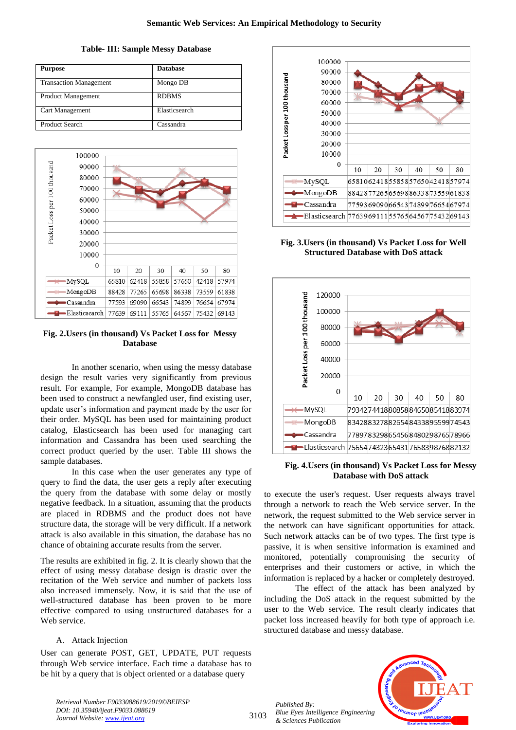Table- III: Sample Messy Database

| Purpose | Database |
|---|---|
| Transaction Management | Mongo DB |
| Product Management | RDBMS |
| Cart Management | Elasticsearch |
| Product Search | Cassandra |

| | 10 | 20 | 30 | 40 | 50 | 80 |
|---|---|---|---|---|---|---|
| MySQL | 65810 | 62418 | 55858 | 57650 | 42418 | 57974 |
| MongoDB | 88428 | 77265 | 65698 | 86338 | 73559 | 61838 |
| Cassandra | 77593 | 69090 | 66543 | 74899 | 76654 | 67974 |
| Elasticsearch | 77639 | 69111 | 55765 | 64567 | 75432 | 69143 |

Fig. 2.Users (in thousand) Vs Packet Loss for Messy Database

In another scenario, when using the messy database design the result varies very significantly from previous result. For example, For example, MongoDB database has been used to construct a newfangled user, find existing user, update user's information and payment made by the user for their order. MySQL has been used for maintaining product catalog, Elasticsearch has been used for managing cart information and Cassandra has been used searching the correct product queried by the user. Table III shows the sample databases.

In this case when the user generates any type of query to find the data, the user gets a reply after executing the query from the database with some delay or mostly negative feedback. In a situation, assuming that the products are placed in RDBMS and the product does not have structure data, the storage will be very difficult. If a network attack is also available in this situation, the database has no chance of obtaining accurate results from the server.

The results are exhibited in fig. 2. It is clearly shown that the effect of using messy database design is drastic over the recitation of the Web service and number of packets loss also increased immensely. Now, it is said that the use of well-structured database has been proven to be more effective compared to using unstructured databases for a Web service.

A. Attack Injection

User can generate POST, GET, UPDATE, PUT requests through Web service interface. Each time a database has to be hit by a query that is object oriented or a database query

| | 10 | 20 | 30 | 40 | 50 | 80 |
|---|---|---|---|---|---|---|
| MySQL | 65810 | 62418 | 55858 | 57650 | 42418 | 57974 |
| MongoDB | 88428 | 77265 | 65698 | 86338 | 73559 | 61838 |
| Cassandra | 77593 | 69090 | 66543 | 74899 | 76654 | 67974 |
| Elasticsearch | 77639 | 69111 | 55765 | 64567 | 75432 | 69143 |

Fig. 3.Users (in thousand) Vs Packet Loss for Well Structured Database with DoS attack

| | 10 | 20 | 30 | 40 | 50 | 80 |
|---|---|---|---|---|---|---|
| MySQL | 79342 | 74418 | 80858 | 84650 | 85418 | 83974 |
| MongoDB | 83428 | 83278 | 82654 | 84338 | 95599 | 74543 |
| Cassandra | 77897 | 83298 | 65456 | 84802 | 98765 | 78966 |
| Elasticsearch | 75654 | 74323 | 65431 | 76583 | 98768 | 82132 |

Fig. 4.Users (in thousand) Vs Packet Loss for Messy Database with DoS attack

to execute the user's request. User requests always travel through a network to reach the Web service server. In the network, the request submitted to the Web service server in the network can have significant opportunities for attack. Such network attacks can be of two types. The first type is passive, it is when sensitive information is examined and monitored, potentially compromising the security of enterprises and their customers or active, in which the information is replaced by a hacker or completely destroyed.

The effect of the attack has been analyzed by including the DoS attack in the request submitted by the user to the Web service. The result clearly indicates that packet loss increased heavily for both type of approach i.e. structured database and messy database.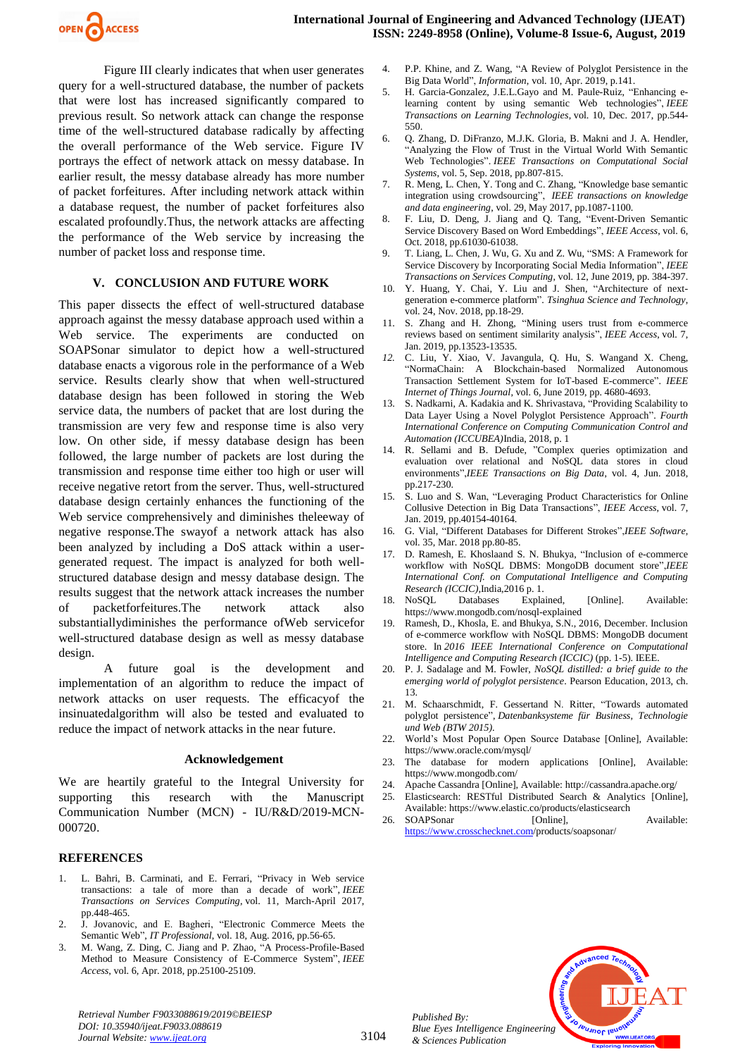Figure III clearly indicates that when user generates query for a well-structured database, the number of packets that were lost has increased significantly compared to previous result. So network attack can change the response time of the well-structured database radically by affecting the overall performance of the Web service. Figure IV portrays the effect of network attack on messy database. In earlier result, the messy database already has more number of packet forfeitures. After including network attack within a database request, the number of packet forfeitures also escalated profoundly.Thus, the network attacks are affecting the performance of the Web service by increasing the number of packet loss and response time.

## V. CONCLUSION AND FUTURE WORK

This paper dissects the effect of well-structured database approach against the messy database approach used within a Web service. The experiments are conducted on SOAPSonar simulator to depict how a well-structured database enacts a vigorous role in the performance of a Web service. Results clearly show that when well-structured database design has been followed in storing the Web service data, the numbers of packet that are lost during the transmission are very few and response time is also very low. On other side, if messy database design has been followed, the large number of packets are lost during the transmission and response time either too high or user will receive negative retort from the server. Thus, well-structured database design certainly enhances the functioning of the Web service comprehensively and diminishes theleeway of negative response.The swayof a network attack has also been analyzed by including a DoS attack within a user-generated request. The impact is analyzed for both well-structured database design and messy database design. The results suggest that the network attack increases the number of packetforfeitures.The network attack also substantiallydiminishes the performance ofWeb servicefor well-structured database design as well as messy database design.

A future goal is the development and implementation of an algorithm to reduce the impact of network attacks on user requests. The efficacyof the insinuatedalgorithm will also be tested and evaluated to reduce the impact of network attacks in the near future.

### Acknowledgement

We are heartily grateful to the Integral University for supporting this research with the Manuscript Communication Number (MCN) - IU/R&D/2019-MCN-000720.

## REFERENCES

1. L. Bahri, B. Carminati, and E. Ferrari, "Privacy in Web service transactions: a tale of more than a decade of work", *IEEE Transactions on Services Computing*, vol. 11, March-April 2017, pp.448-465.
2. J. Jovanovic, and E. Bagheri, "Electronic Commerce Meets the Semantic Web", *IT Professional*, vol. 18, Aug. 2016, pp.56-65.
3. M. Wang, Z. Ding, C. Jiang and P. Zhao, "A Process-Profile-Based Method to Measure Consistency of E-Commerce System", *IEEE Access*, vol. 6, Apr. 2018, pp.25100-25109.
4. P.P. Khine, and Z. Wang, "A Review of Polyglot Persistence in the Big Data World", *Information*, vol. 10, Apr. 2019, p.141.
5. H. Garcia-Gonzalez, J.E.L.Gayo and M. Paule-Ruiz, "Enhancing e-learning content by using semantic Web technologies", *IEEE Transactions on Learning Technologies*, vol. 10, Dec. 2017, pp.544-550.
6. Q. Zhang, D. DiFranzo, M.J.K. Gloria, B. Makni and J. A. Hendler, "Analyzing the Flow of Trust in the Virtual World With Semantic Web Technologies". *IEEE Transactions on Computational Social Systems*, vol. 5, Sep. 2018, pp.807-815.
7. R. Meng, L. Chen, Y. Tong and C. Zhang, "Knowledge base semantic integration using crowdsourcing", *IEEE transactions on knowledge and data engineering*, vol. 29, May 2017, pp.1087-1100.
8. F. Liu, D. Deng, J. Jiang and Q. Tang, "Event-Driven Semantic Service Discovery Based on Word Embeddings", *IEEE Access*, vol. 6, Oct. 2018, pp.61030-61038.
9. T. Liang, L. Chen, J. Wu, G. Xu and Z. Wu, "SMS: A Framework for Service Discovery by Incorporating Social Media Information", *IEEE Transactions on Services Computing*, vol. 12, June 2019, pp. 384-397.
10. Y. Huang, Y. Chai, Y. Liu and J. Shen, "Architecture of next-generation e-commerce platform". *Tsinghua Science and Technology*, vol. 24, Nov. 2018, pp.18-29.
11. S. Zhang and H. Zhong, "Mining users trust from e-commerce reviews based on sentiment similarity analysis", *IEEE Access*, vol. 7, Jan. 2019, pp.13523-13535.
12. C. Liu, Y. Xiao, V. Javangula, Q. Hu, S. Wangand X. Cheng, "NormaChain: A Blockchain-based Normalized Autonomous Transaction Settlement System for IoT-based E-commerce". *IEEE Internet of Things Journal*, vol. 6, June 2019, pp. 4680-4693.
13. S. Nadkarni, A. Kadakia and K. Shrivastava, "Providing Scalability to Data Layer Using a Novel Polyglot Persistence Approach". *Fourth International Conference on Computing Communication Control and Automation (ICCUBEA)*India, 2018, p. 1
14. R. Sellami and B. Defude, "Complex queries optimization and evaluation over relational and NoSQL data stores in cloud environments",*IEEE Transactions on Big Data*, vol. 4, Jun. 2018, pp.217-230.
15. S. Luo and S. Wan, "Leveraging Product Characteristics for Online Collusive Detection in Big Data Transactions", *IEEE Access*, vol. 7, Jan. 2019, pp.40154-40164.
16. G. Vial, "Different Databases for Different Strokes",*IEEE Software*, vol. 35, Mar. 2018 pp.80-85.
17. D. Ramesh, E. Khoslaand S. N. Bhukya, "Inclusion of e-commerce workflow with NoSQL DBMS: MongoDB document store",*IEEE International Conf. on Computational Intelligence and Computing Research (ICCIC)*,India,2016 p. 1.
18. NoSQL Databases Explained, [Online]. Available: https://www.mongodb.com/nosql-explained
19. Ramesh, D., Khosla, E. and Bhukya, S.N., 2016, December. Inclusion of e-commerce workflow with NoSQL DBMS: MongoDB document store. In *2016 IEEE International Conference on Computational Intelligence and Computing Research (ICCIC)* (pp. 1-5). IEEE.
20. P. J. Sadalage and M. Fowler, *NoSQL distilled: a brief guide to the emerging world of polyglot persistence*. Pearson Education, 2013, ch. 13.
21. M. Schaarschmidt, F. Gessertand N. Ritter, "Towards automated polyglot persistence", *Datenbanksysteme für Business, Technologie und Web (BTW 2015)*.
22. World's Most Popular Open Source Database [Online], Available: https://www.oracle.com/mysql/
23. The database for modern applications [Online], Available: https://www.mongodb.com/
24. Apache Cassandra [Online], Available: http://cassandra.apache.org/
25. Elasticsearch: RESTful Distributed Search & Analytics [Online], Available: https://www.elastic.co/products/elasticsearch
26. SOAPSonar [Online], Available: https://www.crosschecknet.com/products/soapsonar/